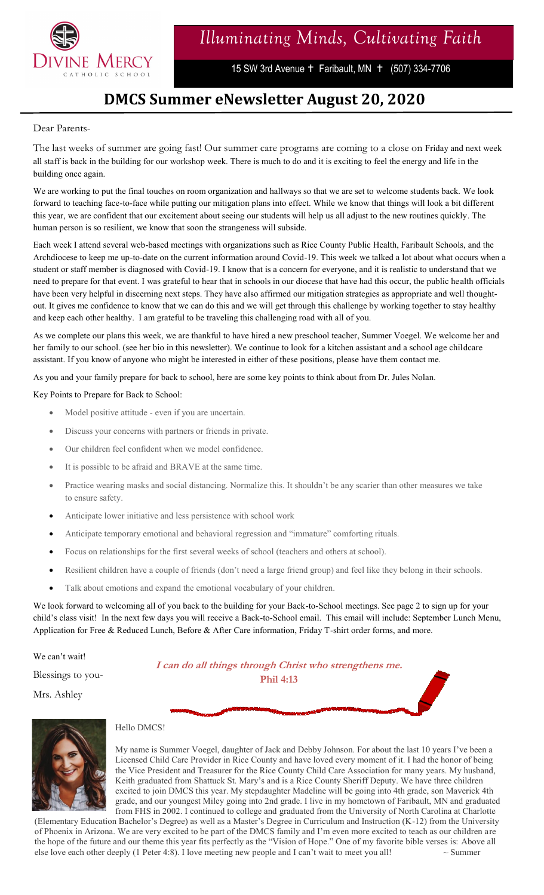DIVINE MERCY
CATHOLIC SCHOOL

*Illuminating Minds, Cultivating Faith*

15 SW 3rd Avenue ✝ Faribault, MN ✝ (507) 334-7706

# DMCS Summer eNewsletter August 20, 2020

Dear Parents-

The last weeks of summer are going fast! Our summer care programs are coming to a close on Friday and next week all staff is back in the building for our workshop week. There is much to do and it is exciting to feel the energy and life in the building once again.

We are working to put the final touches on room organization and hallways so that we are set to welcome students back. We look forward to teaching face-to-face while putting our mitigation plans into effect. While we know that things will look a bit different this year, we are confident that our excitement about seeing our students will help us all adjust to the new routines quickly. The human person is so resilient, we know that soon the strangeness will subside.

Each week I attend several web-based meetings with organizations such as Rice County Public Health, Faribault Schools, and the Archdiocese to keep me up-to-date on the current information around Covid-19. This week we talked a lot about what occurs when a student or staff member is diagnosed with Covid-19. I know that is a concern for everyone, and it is realistic to understand that we need to prepare for that event. I was grateful to hear that in schools in our diocese that have had this occur, the public health officials have been very helpful in discerning next steps. They have also affirmed our mitigation strategies as appropriate and well thought-out. It gives me confidence to know that we can do this and we will get through this challenge by working together to stay healthy and keep each other healthy. I am grateful to be traveling this challenging road with all of you.

As we complete our plans this week, we are thankful to have hired a new preschool teacher, Summer Voegel. We welcome her and her family to our school. (see her bio in this newsletter). We continue to look for a kitchen assistant and a school age childcare assistant. If you know of anyone who might be interested in either of these positions, please have them contact me.

As you and your family prepare for back to school, here are some key points to think about from Dr. Jules Nolan.

Key Points to Prepare for Back to School:

- Model positive attitude - even if you are uncertain.
- Discuss your concerns with partners or friends in private.
- Our children feel confident when we model confidence.
- It is possible to be afraid and BRAVE at the same time.
- Practice wearing masks and social distancing. Normalize this. It shouldn't be any scarier than other measures we take to ensure safety.
- Anticipate lower initiative and less persistence with school work
- Anticipate temporary emotional and behavioral regression and "immature" comforting rituals.
- Focus on relationships for the first several weeks of school (teachers and others at school).
- Resilient children have a couple of friends (don't need a large friend group) and feel like they belong in their schools.
- Talk about emotions and expand the emotional vocabulary of your children.

We look forward to welcoming all of you back to the building for your Back-to-School meetings. See page 2 to sign up for your child's class visit! In the next few days you will receive a Back-to-School email. This email will include: September Lunch Menu, Application for Free & Reduced Lunch, Before & After Care information, Friday T-shirt order forms, and more.

We can't wait!

Blessings to you-

Mrs. Ashley

***I can do all things through Christ who strengthens me.***
**Phil 4:13**

Hello DMCS!

My name is Summer Voegel, daughter of Jack and Debby Johnson. For about the last 10 years I've been a Licensed Child Care Provider in Rice County and have loved every moment of it. I had the honor of being the Vice President and Treasurer for the Rice County Child Care Association for many years. My husband, Keith graduated from Shattuck St. Mary's and is a Rice County Sheriff Deputy. We have three children excited to join DMCS this year. My stepdaughter Madeline will be going into 4th grade, son Maverick 4th grade, and our youngest Miley going into 2nd grade. I live in my hometown of Faribault, MN and graduated from FHS in 2002. I continued to college and graduated from the University of North Carolina at Charlotte (Elementary Education Bachelor's Degree) as well as a Master's Degree in Curriculum and Instruction (K-12) from the University of Phoenix in Arizona. We are very excited to be part of the DMCS family and I'm even more excited to teach as our children are the hope of the future and our theme this year fits perfectly as the "Vision of Hope." One of my favorite bible verses is: Above all else love each other deeply (1 Peter 4:8). I love meeting new people and I can't wait to meet you all! ~ Summer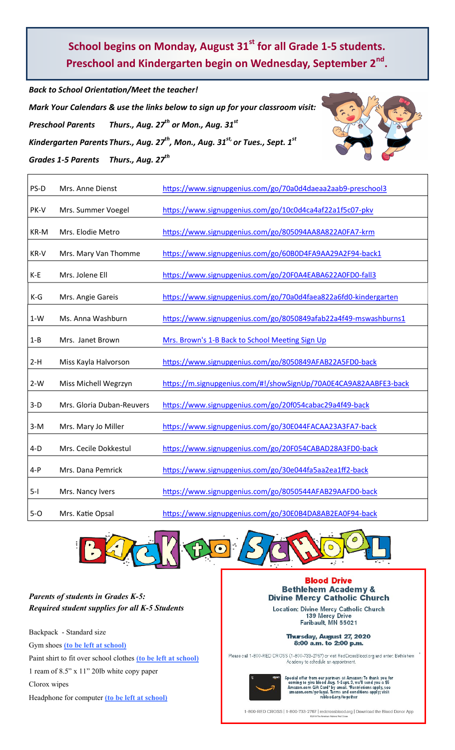# School begins on Monday, August 31st for all Grade 1-5 students. Preschool and Kindergarten begin on Wednesday, September 2nd.

***Back to School Orientation/Meet the teacher!***

***Mark Your Calendars & use the links below to sign up for your classroom visit:***

***Preschool Parents Thurs., Aug. 27th or Mon., Aug. 31st***

***Kindergarten Parents Thurs., Aug. 27th, Mon., Aug. 31st, or Tues., Sept. 1st***

***Grades 1-5 Parents Thurs., Aug. 27th***

| | | |
|---|---|---|
| PS-D | Mrs. Anne Dienst | https://www.signupgenius.com/go/70a0d4daeaa2aab9-preschool3 |
| PK-V | Mrs. Summer Voegel | https://www.signupgenius.com/go/10c0d4ca4af22a1f5c07-pkv |
| KR-M | Mrs. Elodie Metro | https://www.signupgenius.com/go/805094AA8A822A0FA7-krm |
| KR-V | Mrs. Mary Van Thomme | https://www.signupgenius.com/go/60B0D4FA9AA29A2F94-back1 |
| K-E | Mrs. Jolene Ell | https://www.signupgenius.com/go/20F0A4EABA622A0FD0-fall3 |
| K-G | Mrs. Angie Gareis | https://www.signupgenius.com/go/70a0d4faea822a6fd0-kindergarten |
| 1-W | Ms. Anna Washburn | https://www.signupgenius.com/go/8050849afab22a4f49-mswashburns1 |
| 1-B | Mrs. Janet Brown | Mrs. Brown's 1-B Back to School Meeting Sign Up |
| 2-H | Miss Kayla Halvorson | https://www.signupgenius.com/go/8050849AFAB22A5FD0-back |
| 2-W | Miss Michell Wegrzyn | https://m.signupgenius.com/#!/showSignUp/70A0E4CA9A82AABFE3-back |
| 3-D | Mrs. Gloria Duban-Reuvers | https://www.signupgenius.com/go/20f054cabac29a4f49-back |
| 3-M | Mrs. Mary Jo Miller | https://www.signupgenius.com/go/30E044FACAA23A3FA7-back |
| 4-D | Mrs. Cecile Dokkestul | https://www.signupgenius.com/go/20F054CABAD28A3FD0-back |
| 4-P | Mrs. Dana Pemrick | https://www.signupgenius.com/go/30e044fa5aa2ea1ff2-back |
| 5-I | Mrs. Nancy Ivers | https://www.signupgenius.com/go/8050544AFAB29AAFD0-back |
| 5-O | Mrs. Katie Opsal | https://www.signupgenius.com/go/30E0B4DA8AB2EA0F94-back |

***Parents of students in Grades K-5:***
***Required student supplies for all K-5 Students***

Backpack - Standard size

Gym shoes **(to be left at school)**

Paint shirt to fit over school clothes **(to be left at school)**

1 ream of 8.5" x 11" 20lb white copy paper

Clorox wipes

Headphone for computer **(to be left at school)**

**Blood Drive**
**Bethlehem Academy & Divine Mercy Catholic Church**

Location: Divine Mercy Catholic Church
139 Mercy Drive
Faribault, MN 55021

**Thursday, August 27, 2020**
**8:00 a.m. to 2:00 p.m.**

Please call 1-800-RED CROSS (1-800-733-2767) or visit RedCrossBlood.org and enter: Bethlehem Academy to schedule an appointment.

Special offer from our partners at Amazon: To thank you for coming to give blood Aug. 1-Sept. 3, we'll send you a $5 Amazon.com Gift Card* by email. *Restrictions apply, see amazon.com/gc-legal. Terms and conditions apply; visit rcblood.org/together

1-800-RED CROSS | 1-800-733-2767 | redcrossblood.org | Download the Blood Donor App